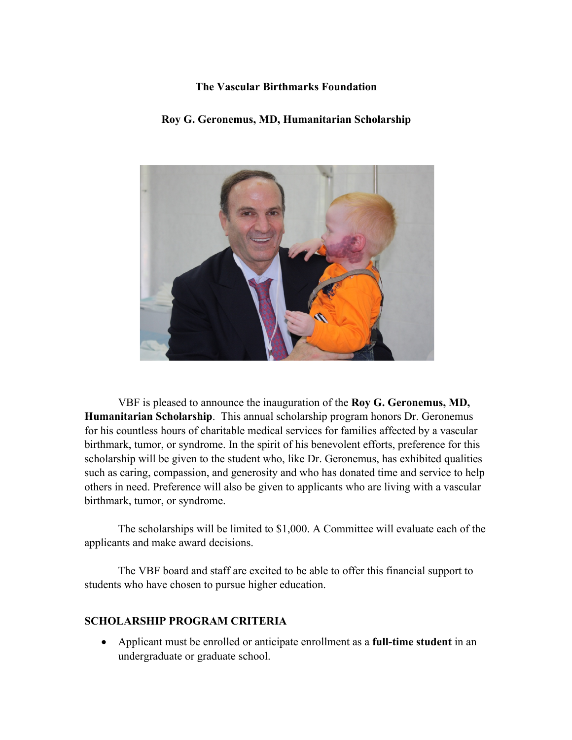**The Vascular Birthmarks Foundation**

**Roy G. Geronemus, MD, Humanitarian Scholarship**

VBF is pleased to announce the inauguration of the **Roy G. Geronemus, MD, Humanitarian Scholarship**. This annual scholarship program honors Dr. Geronemus for his countless hours of charitable medical services for families affected by a vascular birthmark, tumor, or syndrome. In the spirit of his benevolent efforts, preference for this scholarship will be given to the student who, like Dr. Geronemus, has exhibited qualities such as caring, compassion, and generosity and who has donated time and service to help others in need. Preference will also be given to applicants who are living with a vascular birthmark, tumor, or syndrome.

The scholarships will be limited to $1,000. A Committee will evaluate each of the applicants and make award decisions.

The VBF board and staff are excited to be able to offer this financial support to students who have chosen to pursue higher education.

## SCHOLARSHIP PROGRAM CRITERIA

- Applicant must be enrolled or anticipate enrollment as a **full-time student** in an undergraduate or graduate school.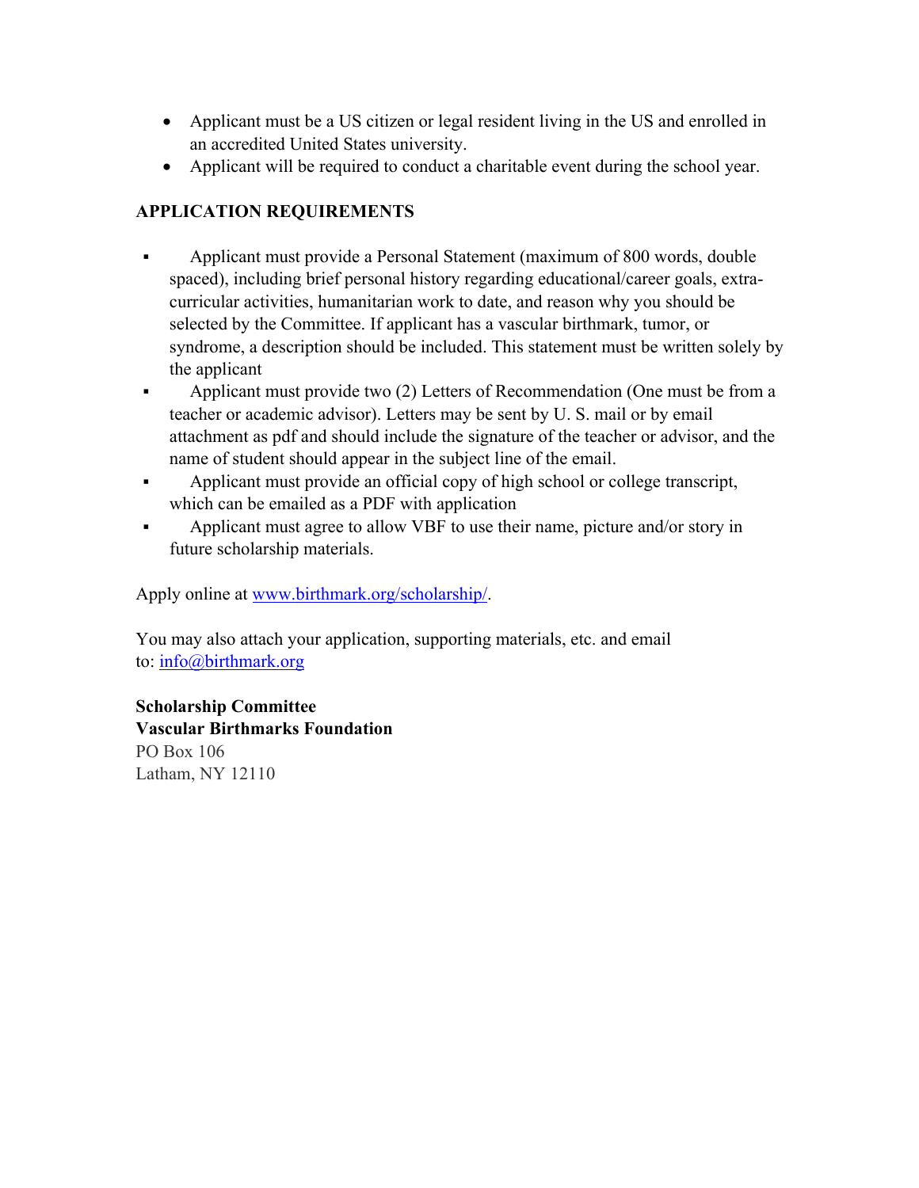- Applicant must be a US citizen or legal resident living in the US and enrolled in an accredited United States university.
- Applicant will be required to conduct a charitable event during the school year.

**APPLICATION REQUIREMENTS**

- Applicant must provide a Personal Statement (maximum of 800 words, double spaced), including brief personal history regarding educational/career goals, extra-curricular activities, humanitarian work to date, and reason why you should be selected by the Committee. If applicant has a vascular birthmark, tumor, or syndrome, a description should be included. This statement must be written solely by the applicant
- Applicant must provide two (2) Letters of Recommendation (One must be from a teacher or academic advisor). Letters may be sent by U. S. mail or by email attachment as pdf and should include the signature of the teacher or advisor, and the name of student should appear in the subject line of the email.
- Applicant must provide an official copy of high school or college transcript, which can be emailed as a PDF with application
- Applicant must agree to allow VBF to use their name, picture and/or story in future scholarship materials.

Apply online at [www.birthmark.org/scholarship/](www.birthmark.org/scholarship/).

You may also attach your application, supporting materials, etc. and email to: [info@birthmark.org](mailto:info@birthmark.org)

**Scholarship Committee**
**Vascular Birthmarks Foundation**
PO Box 106
Latham, NY 12110